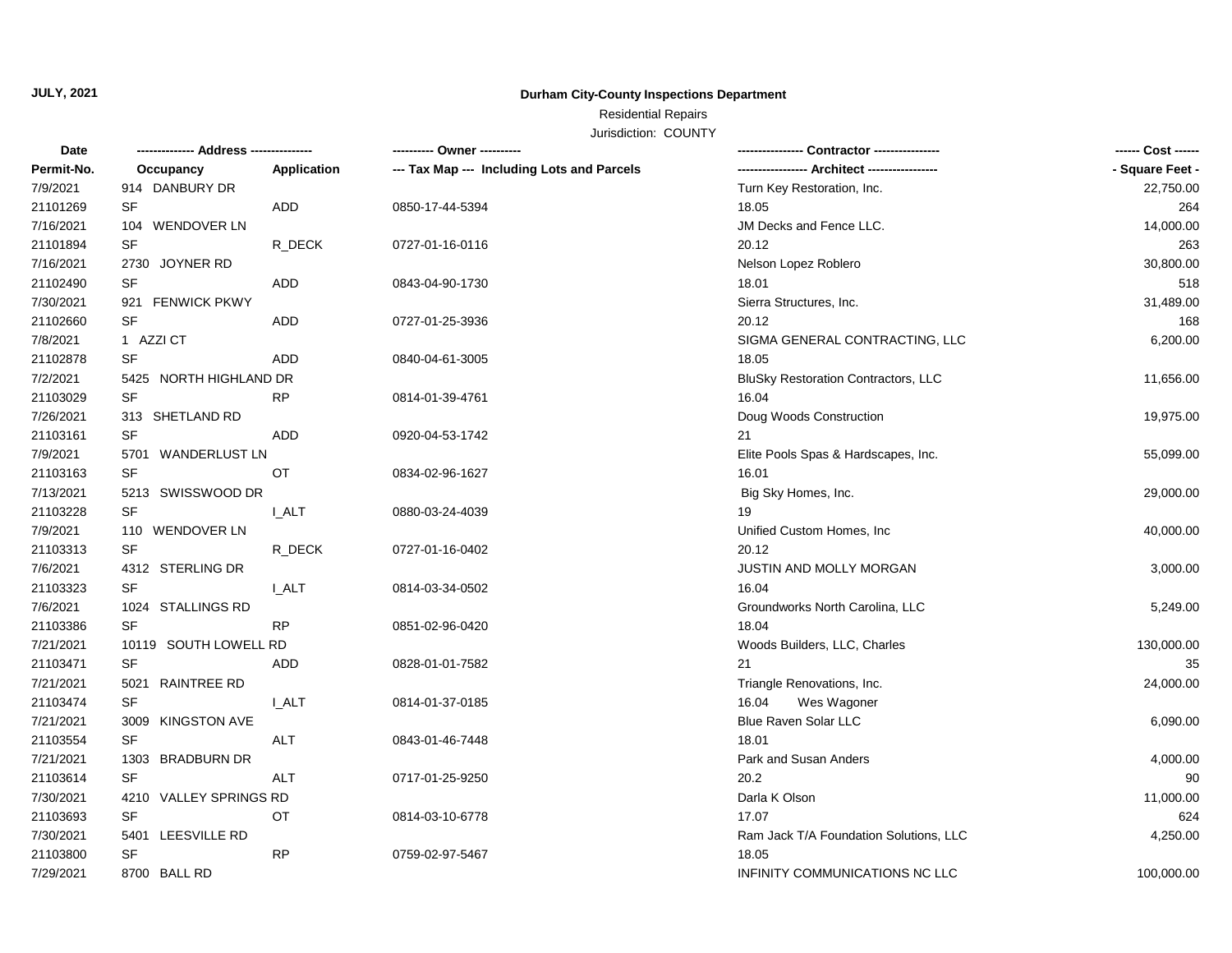**JULY, 2021**

**Durham City-County Inspections Department**

Residential Repairs

Jurisdiction: COUNTY

| Date / Permit-No. | Address / Occupancy | Application | Owner / Tax Map --- Including Lots and Parcels | Contractor / Architect | Cost / Square Feet |
|---|---|---|---|---|---|
| 7/9/2021 | 914 DANBURY DR | | | Turn Key Restoration, Inc. | 22,750.00 |
| 21101269 | SF | ADD | 0850-17-44-5394 | 18.05 | 264 |
| 7/16/2021 | 104 WENDOVER LN | | | JM Decks and Fence LLC. | 14,000.00 |
| 21101894 | SF | R_DECK | 0727-01-16-0116 | 20.12 | 263 |
| 7/16/2021 | 2730 JOYNER RD | | | Nelson Lopez Roblero | 30,800.00 |
| 21102490 | SF | ADD | 0843-04-90-1730 | 18.01 | 518 |
| 7/30/2021 | 921 FENWICK PKWY | | | Sierra Structures, Inc. | 31,489.00 |
| 21102660 | SF | ADD | 0727-01-25-3936 | 20.12 | 168 |
| 7/8/2021 | 1 AZZI CT | | | SIGMA GENERAL CONTRACTING, LLC | 6,200.00 |
| 21102878 | SF | ADD | 0840-04-61-3005 | 18.05 | |
| 7/2/2021 | 5425 NORTH HIGHLAND DR | | | BluSky Restoration Contractors, LLC | 11,656.00 |
| 21103029 | SF | RP | 0814-01-39-4761 | 16.04 | |
| 7/26/2021 | 313 SHETLAND RD | | | Doug Woods Construction | 19,975.00 |
| 21103161 | SF | ADD | 0920-04-53-1742 | 21 | |
| 7/9/2021 | 5701 WANDERLUST LN | | | Elite Pools Spas & Hardscapes, Inc. | 55,099.00 |
| 21103163 | SF | OT | 0834-02-96-1627 | 16.01 | |
| 7/13/2021 | 5213 SWISSWOOD DR | | | Big Sky Homes, Inc. | 29,000.00 |
| 21103228 | SF | I_ALT | 0880-03-24-4039 | 19 | |
| 7/9/2021 | 110 WENDOVER LN | | | Unified Custom Homes, Inc | 40,000.00 |
| 21103313 | SF | R_DECK | 0727-01-16-0402 | 20.12 | |
| 7/6/2021 | 4312 STERLING DR | | | JUSTIN AND MOLLY MORGAN | 3,000.00 |
| 21103323 | SF | I_ALT | 0814-03-34-0502 | 16.04 | |
| 7/6/2021 | 1024 STALLINGS RD | | | Groundworks North Carolina, LLC | 5,249.00 |
| 21103386 | SF | RP | 0851-02-96-0420 | 18.04 | |
| 7/21/2021 | 10119 SOUTH LOWELL RD | | | Woods Builders, LLC, Charles | 130,000.00 |
| 21103471 | SF | ADD | 0828-01-01-7582 | 21 | 35 |
| 7/21/2021 | 5021 RAINTREE RD | | | Triangle Renovations, Inc. | 24,000.00 |
| 21103474 | SF | I_ALT | 0814-01-37-0185 | 16.04 Wes Wagoner | |
| 7/21/2021 | 3009 KINGSTON AVE | | | Blue Raven Solar LLC | 6,090.00 |
| 21103554 | SF | ALT | 0843-01-46-7448 | 18.01 | |
| 7/21/2021 | 1303 BRADBURN DR | | | Park and Susan Anders | 4,000.00 |
| 21103614 | SF | ALT | 0717-01-25-9250 | 20.2 | 90 |
| 7/30/2021 | 4210 VALLEY SPRINGS RD | | | Darla K Olson | 11,000.00 |
| 21103693 | SF | OT | 0814-03-10-6778 | 17.07 | 624 |
| 7/30/2021 | 5401 LEESVILLE RD | | | Ram Jack T/A Foundation Solutions, LLC | 4,250.00 |
| 21103800 | SF | RP | 0759-02-97-5467 | 18.05 | |
| 7/29/2021 | 8700 BALL RD | | | INFINITY COMMUNICATIONS NC LLC | 100,000.00 |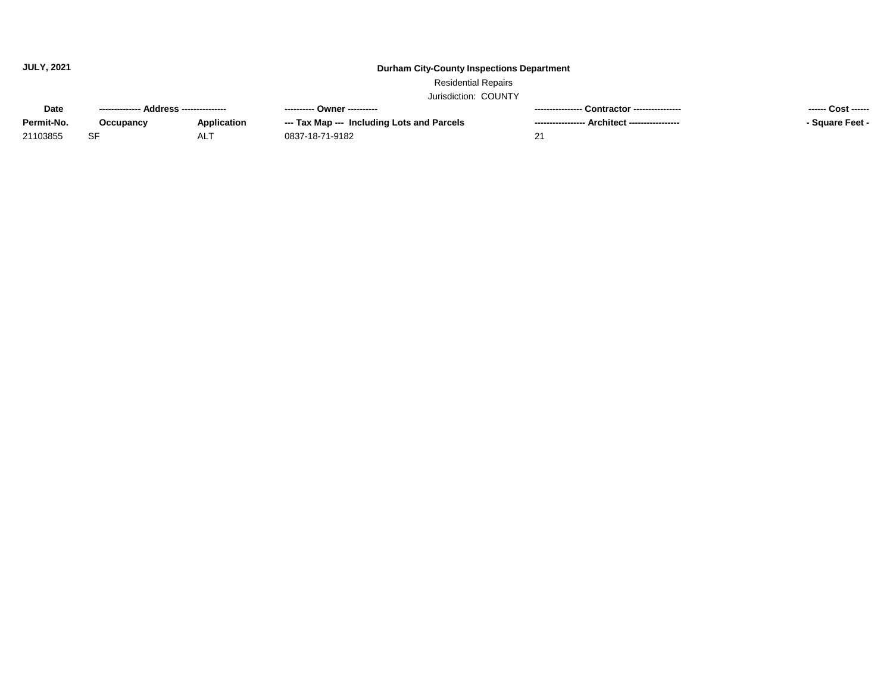JULY, 2021

**Durham City-County Inspections Department**

Residential Repairs

Jurisdiction: COUNTY

| Date | -------------- Address --------------- | | ---------- Owner ---------- | ---------------- Contractor ---------------- | ------ Cost ------ |
|---|---|---|---|---|---|
| **Permit-No.** | **Occupancy** | **Application** | **--- Tax Map --- Including Lots and Parcels** | **----------------- Architect -----------------** | **- Square Feet -** |
| 21103855 | SF | ALT | 0837-18-71-9182 | 21 | |